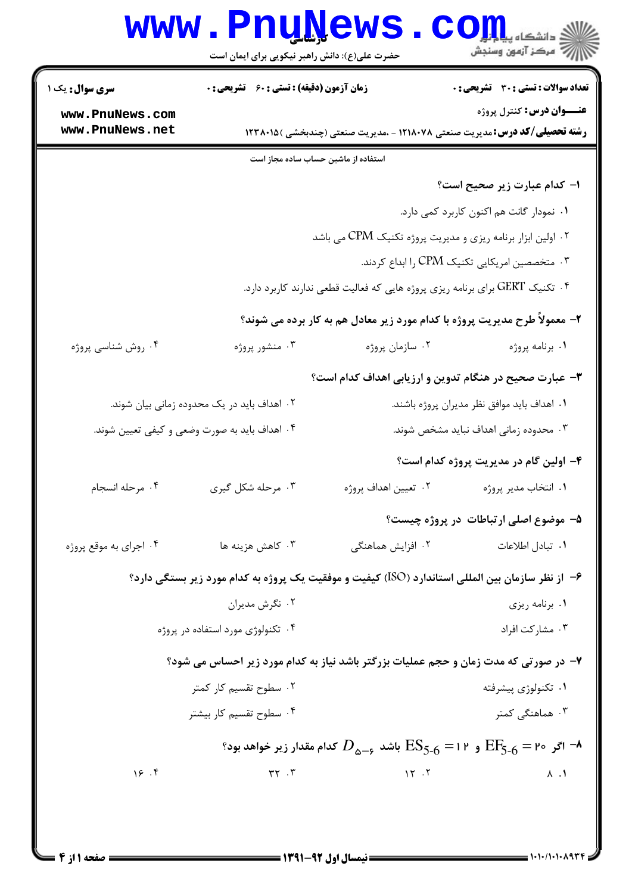حضرت علی(ع): دانش راهبر نیکویی برای ایمان است

**سری سوال:** یک ۱ | **زمان آزمون (دقیقه) : تستی : ۶۰ تشریحی : ۰** | **تعداد سوالات : تستی : ۳۰ تشریحی : ۰**

**عنـــوان درس:** کنترل پروژه

**رشته تحصیلی/کد درس:** مدیریت صنعتی ۱۲۱۸۰۷۸ - ،مدیریت صنعتی (چندبخشی )۱۲۳۸۰۱۵

استفاده از ماشین حساب ساده مجاز است

**۱- کدام عبارت زیر صحیح است؟**

۱. نمودار گانت هم اکنون کاربرد کمی دارد.

۲. اولین ابزار برنامه ریزی و مدیریت پروژه تکنیک CPM می باشد

۳. متخصصین امریکایی تکنیک CPM را ابداع کردند.

۴. تکنیک GERT برای برنامه ریزی پروژه هایی که فعالیت قطعی ندارند کاربرد دارد.

**۲- معمولاً طرح مدیریت پروژه با کدام مورد زیر معادل هم به کار برده می شوند؟**

۱. برنامه پروژه
۲. سازمان پروژه
۳. منشور پروژه
۴. روش شناسی پروژه

**۳- عبارت صحیح در هنگام تدوین و ارزیابی اهداف کدام است؟**

۱. اهداف باید موافق نظر مدیران پروژه باشند.

۲. اهداف باید در یک محدوده زمانی بیان شوند.

۳. محدوده زمانی اهداف نباید مشخص شوند.

۴. اهداف باید به صورت وضعی و کیفی تعیین شوند.

**۴- اولین گام در مدیریت پروژه کدام است؟**

۱. انتخاب مدیر پروژه
۲. تعیین اهداف پروژه
۳. مرحله شکل گیری
۴. مرحله انسجام

**۵- موضوع اصلی ارتباطات در پروژه چیست؟**

۱. تبادل اطلاعات
۲. افزایش هماهنگی
۳. کاهش هزینه ها
۴. اجرای به موقع پروژه

**۶- از نظر سازمان بین المللی استاندارد (ISO) کیفیت و موفقیت یک پروژه به کدام مورد زیر بستگی دارد؟**

۱. برنامه ریزی

۲. نگرش مدیران

۳. مشارکت افراد

۴. تکنولوژی مورد استفاده در پروژه

**۷- در صورتی که مدت زمان و حجم عملیات بزرگتر باشد نیاز به کدام مورد زیر احساس می شود؟**

۱. تکنولوژی پیشرفته

۲. سطوح تقسیم کار کمتر

۳. هماهنگی کمتر

۴. سطوح تقسیم کار بیشتر

**۸- اگر $EF_{5\text{-}6} = ۲۰$ و $ES_{5\text{-}6} = ۱۲$ باشد $D_{۵-۶}$ کدام مقدار زیر خواهد بود؟**

۱. ۸
۲. ۱۲
۳. ۳۲
۴. ۱۶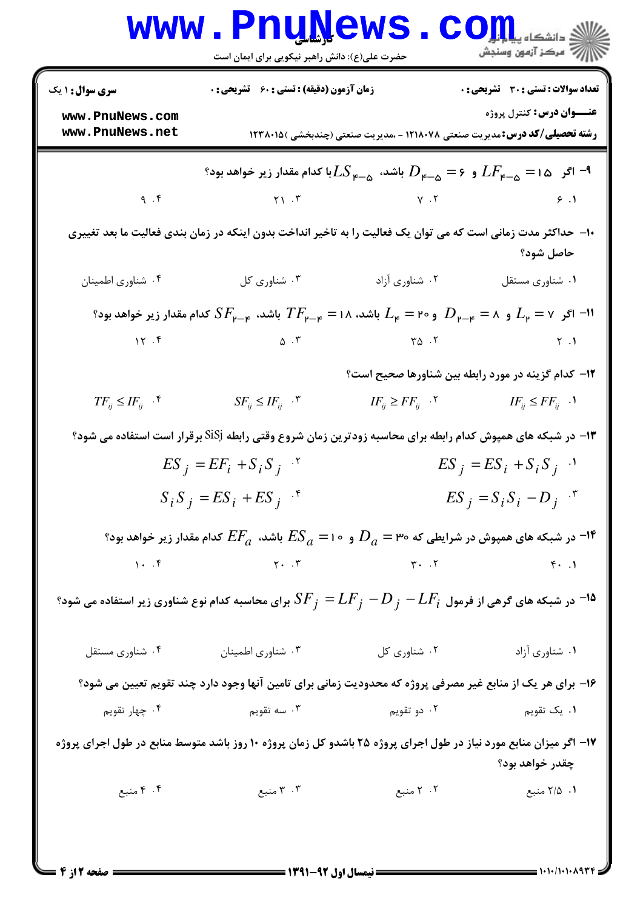۹- اگر $LF_{۴-۵} = ۱۵$ و $D_{۴-۵} = ۶$ باشد، $LS_{۴-۵}$ با کدام مقدار زیر خواهد بود؟

۱. ۶
۲. ۷
۳. ۲۱
۴. ۹

۱۰- حداکثر مدت زمانی است که می توان یک فعالیت را به تاخیر انداخت بدون اینکه در زمان بندی فعالیت ما بعد تغییری حاصل شود؟

۱. شناوری مستقل
۲. شناوری آزاد
۳. شناوری کل
۴. شناوری اطمینان

۱۱- اگر $L_۲ = ۷$ و $D_{۲-۴} = ۸$ و $L_۴ = ۲۰$ باشد، $TF_{۲-۴} = ۱۸$ باشد، $SF_{۲-۴}$ کدام مقدار زیر خواهد بود؟

۱. ۲
۲. ۳۵
۳. ۵
۴. ۱۲

۱۲- کدام گزینه در مورد رابطه بین شناورها صحیح است؟

۱. $IF_{ij} \leq FF_{ij}$
۲. $IF_{ij} \geq FF_{ij}$
۳. $SF_{ij} \leq IF_{ij}$
۴. $TF_{ij} \leq IF_{ij}$

۱۳- در شبکه های همپوش کدام رابطه برای محاسبه زودترین زمان شروع وقتی رابطه SiSj برقرار است استفاده می شود؟

۱. $ES_j = ES_i + S_iS_j$
۲. $ES_j = EF_i + S_iS_j$
۳. $ES_j = S_iS_i - D_j$
۴. $S_iS_j = ES_i + ES_j$

۱۴- در شبکه های همپوش در شرایطی که $D_a = ۳۰$ و $ES_a = ۱۰$ باشد، $EF_a$ کدام مقدار زیر خواهد بود؟

۱. ۴۰
۲. ۳۰
۳. ۲۰
۴. ۱۰

۱۵- در شبکه های گرهی از فرمول $SF_j = LF_j - D_j - LF_i$ برای محاسبه کدام نوع شناوری زیر استفاده می شود؟

۱. شناوری آزاد
۲. شناوری کل
۳. شناوری اطمینان
۴. شناوری مستقل

۱۶- برای هر یک از منابع غیر مصرفی پروژه که محدودیت زمانی برای تامین آنها وجود دارد چند تقویم تعیین می شود؟

۱. یک تقویم
۲. دو تقویم
۳. سه تقویم
۴. چهار تقویم

۱۷- اگر میزان منابع مورد نیاز در طول اجرای پروژه ۲۵ باشدو کل زمان پروژه ۱۰ روز باشد متوسط منابع در طول اجرای پروژه چقدر خواهد بود؟

۱. ۲/۵ منبع
۲. ۲ منبع
۳. ۳ منبع
۴. ۴ منبع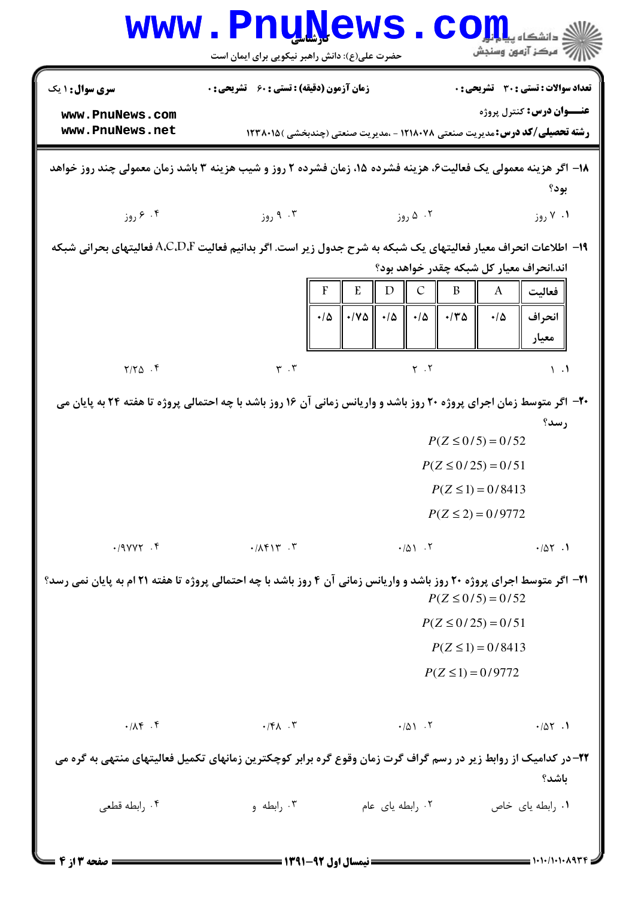| سری سوال: ۱ یک | زمان آزمون (دقیقه): تستی: ۶۰ تشریحی: ۰ | تعداد سوالات: تستی: ۳۰ تشریحی: ۰ |
|---|---|---|
| | | عنـــوان درس: کنترل پروژه |
| | | رشته تحصیلی/کد درس: مدیریت صنعتی ۱۲۱۸۰۷۸ - ،مدیریت صنعتی (چندبخشی )۱۲۳۸۰۱۵ |

۱۸- اگر هزینه معمولی یک فعالیت۶، هزینه فشرده ۱۵، زمان فشرده ۲ روز و شیب هزینه ۳ باشد زمان معمولی چند روز خواهد بود؟

۱. ۷ روز  ۲. ۵ روز  ۳. ۹ روز  ۴. ۶ روز

۱۹- اطلاعات انحراف معیار فعالیتهای یک شبکه به شرح جدول زیر است. اگر بدانیم فعالیت A،C،D،F فعالیتهای بحرانی شبکه اند.انحراف معیار کل شبکه چقدر خواهد بود؟

| فعالیت | A | B | C | D | E | F |
|---|---|---|---|---|---|---|
| انحراف معیار | ۰/۵ | ۰/۳۵ | ۰/۵ | ۰/۵ | ۰/۷۵ | ۰/۵ |

۱. ۱  ۲. ۲  ۳. ۳  ۴. ۲/۲۵

۲۰- اگر متوسط زمان اجرای پروژه ۲۰ روز باشد و واریانس زمانی آن ۱۶ روز باشد با چه احتمالی پروژه تا هفته ۲۴ به پایان می رسد؟

$$P(Z \le 0/5) = 0/52$$

$$P(Z \le 0/25) = 0/51$$

$$P(Z \le 1) = 0/8413$$

$$P(Z \le 2) = 0/9772$$

۱. ۰/۵۲  ۲. ۰/۵۱  ۳. ۰/۸۴۱۳  ۴. ۰/۹۷۷۲

۲۱- اگر متوسط اجرای پروژه ۲۰ روز باشد و واریانس زمانی آن ۴ روز باشد با چه احتمالی پروژه تا هفته ۲۱ ام به پایان نمی رسد؟

$$P(Z \le 0/5) = 0/52$$

$$P(Z \le 0/25) = 0/51$$

$$P(Z \le 1) = 0/8413$$

$$P(Z \le 1) = 0/9772$$

۱. ۰/۵۲  ۲. ۰/۵۱  ۳. ۰/۴۸  ۴. ۰/۸۴

۲۲- در کدامیک از روابط زیر در رسم گراف گرت زمان وقوع گره برابر کوچکترین زمانهای تکمیل فعالیتهای منتهی به گره می باشد؟

۱. رابطه یای خاص  ۲. رابطه یای عام  ۳. رابطه و  ۴. رابطه قطعی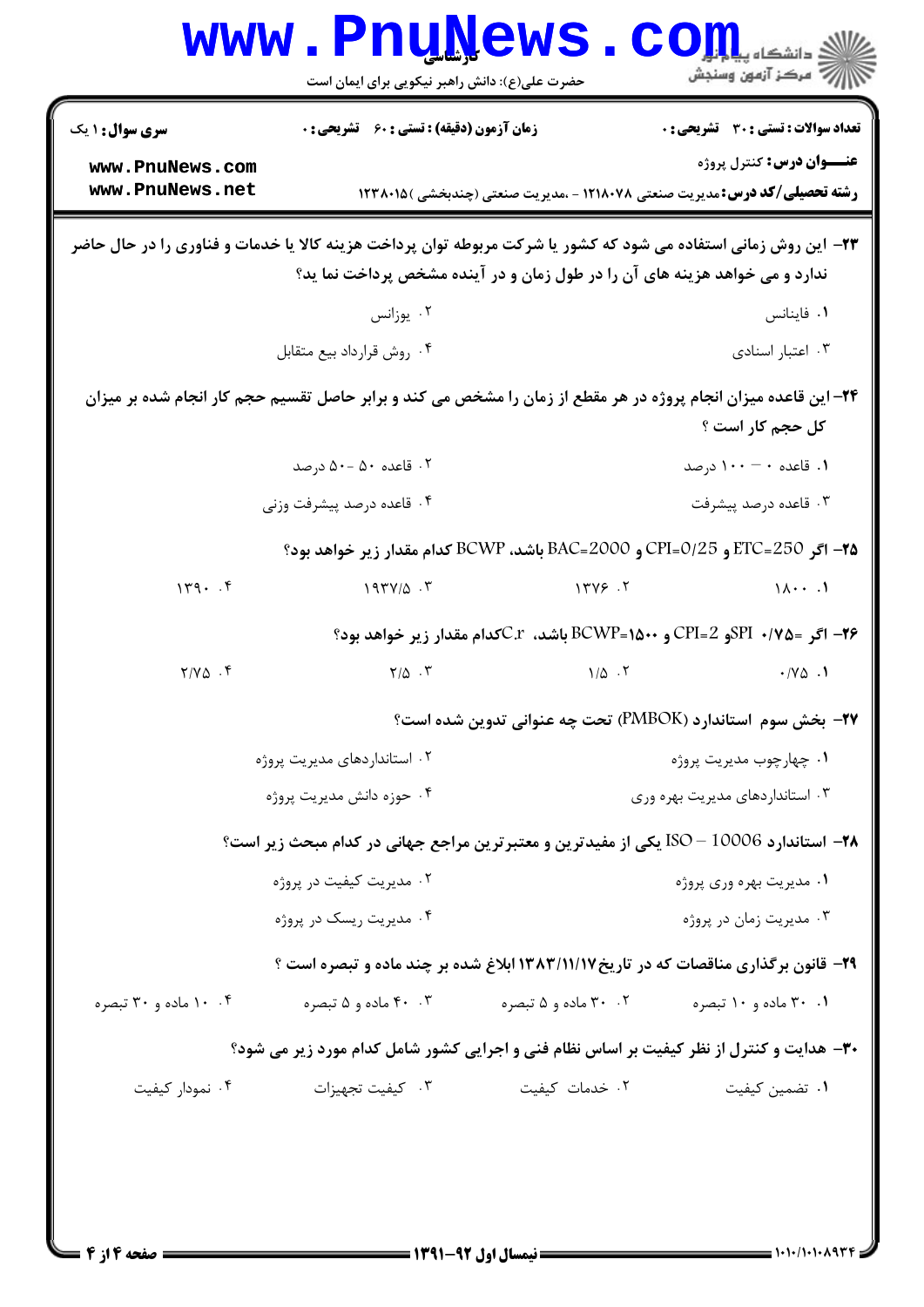۲۳- این روش زمانی استفاده می شود که کشور یا شرکت مربوطه توان پرداخت هزینه کالا یا خدمات و فناوری را در حال حاضر ندارد و می خواهد هزینه های آن را در طول زمان و در آینده مشخص پرداخت نما ید؟

۱. فاینانس
۲. یوزانس
۳. اعتبار اسنادی
۴. روش قرارداد بیع متقابل

۲۴- این قاعده میزان انجام پروژه در هر مقطع از زمان را مشخص می کند و برابر حاصل تقسیم حجم کار انجام شده بر میزان کل حجم کار است ؟

۱. قاعده ۰ - ۱۰۰ درصد
۲. قاعده ۵۰ -۵۰ درصد
۳. قاعده درصد پیشرفت
۴. قاعده درصد پیشرفت وزنی

۲۵- اگر ETC=250 و CPI=0/25 و BAC=2000 باشد، BCWP کدام مقدار زیر خواهد بود؟

۱. ۱۸۰۰
۲. ۱۳۷۶
۳. ۱۹۳۷/۵
۴. ۱۳۹۰

۲۶- اگر SPI =۰/۷۵ و CPI=2 و BCWP=۱۵۰۰ باشد، C.r کدام مقدار زیر خواهد بود؟

۱. ۰/۷۵
۲. ۱/۵
۳. ۲/۵
۴. ۲/۷۵

۲۷- بخش سوم استاندارد (PMBOK) تحت چه عنوانی تدوین شده است؟

۱. چهارچوب مدیریت پروژه
۲. استانداردهای مدیریت پروژه
۳. استانداردهای مدیریت بهره وری
۴. حوزه دانش مدیریت پروژه

۲۸- استاندارد ISO – 10006 یکی از مفیدترین و معتبرترین مراجع جهانی در کدام مبحث زیر است؟

۱. مدیریت بهره وری پروژه
۲. مدیریت کیفیت در پروژه
۳. مدیریت زمان در پروژه
۴. مدیریت ریسک در پروژه

۲۹- قانون برگذاری مناقصات که در تاریخ ۱۳۸۳/۱۱/۱۷ ابلاغ شده بر چند ماده و تبصره است ؟

۱. ۳۰ ماده و ۱۰ تبصره
۲. ۳۰ ماده و ۵ تبصره
۳. ۴۰ ماده و ۵ تبصره
۴. ۱۰ ماده و ۳۰ تبصره

۳۰- هدایت و کنترل از نظر کیفیت بر اساس نظام فنی و اجرایی کشور شامل کدام مورد زیر می شود؟

۱. تضمین کیفیت
۲. خدمات کیفیت
۳. کیفیت تجهیزات
۴. نمودار کیفیت